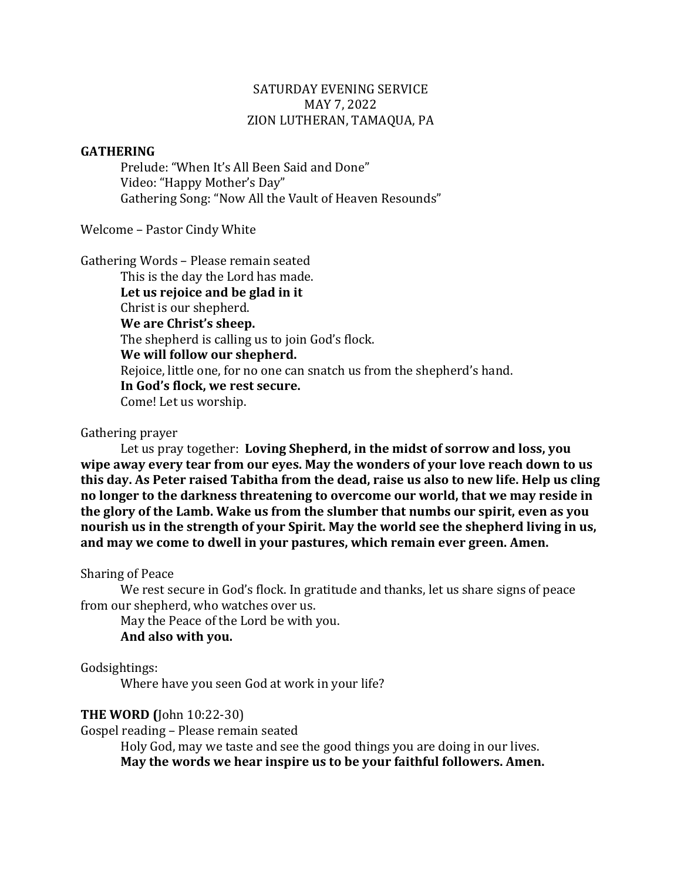SATURDAY EVENING SERVICE
MAY 7, 2022
ZION LUTHERAN, TAMAQUA, PA

**GATHERING**

Prelude: "When It's All Been Said and Done"
Video: "Happy Mother's Day"
Gathering Song: "Now All the Vault of Heaven Resounds"

Welcome – Pastor Cindy White

Gathering Words – Please remain seated

This is the day the Lord has made.
**Let us rejoice and be glad in it**
Christ is our shepherd.
**We are Christ's sheep.**
The shepherd is calling us to join God's flock.
**We will follow our shepherd.**
Rejoice, little one, for no one can snatch us from the shepherd's hand.
**In God's flock, we rest secure.**
Come! Let us worship.

Gathering prayer

Let us pray together: **Loving Shepherd, in the midst of sorrow and loss, you wipe away every tear from our eyes. May the wonders of your love reach down to us this day. As Peter raised Tabitha from the dead, raise us also to new life. Help us cling no longer to the darkness threatening to overcome our world, that we may reside in the glory of the Lamb. Wake us from the slumber that numbs our spirit, even as you nourish us in the strength of your Spirit. May the world see the shepherd living in us, and may we come to dwell in your pastures, which remain ever green. Amen.**

Sharing of Peace

We rest secure in God's flock. In gratitude and thanks, let us share signs of peace from our shepherd, who watches over us.

May the Peace of the Lord be with you.
**And also with you.**

Godsightings:

Where have you seen God at work in your life?

**THE WORD (**John 10:22-30)

Gospel reading – Please remain seated

Holy God, may we taste and see the good things you are doing in our lives.
**May the words we hear inspire us to be your faithful followers. Amen.**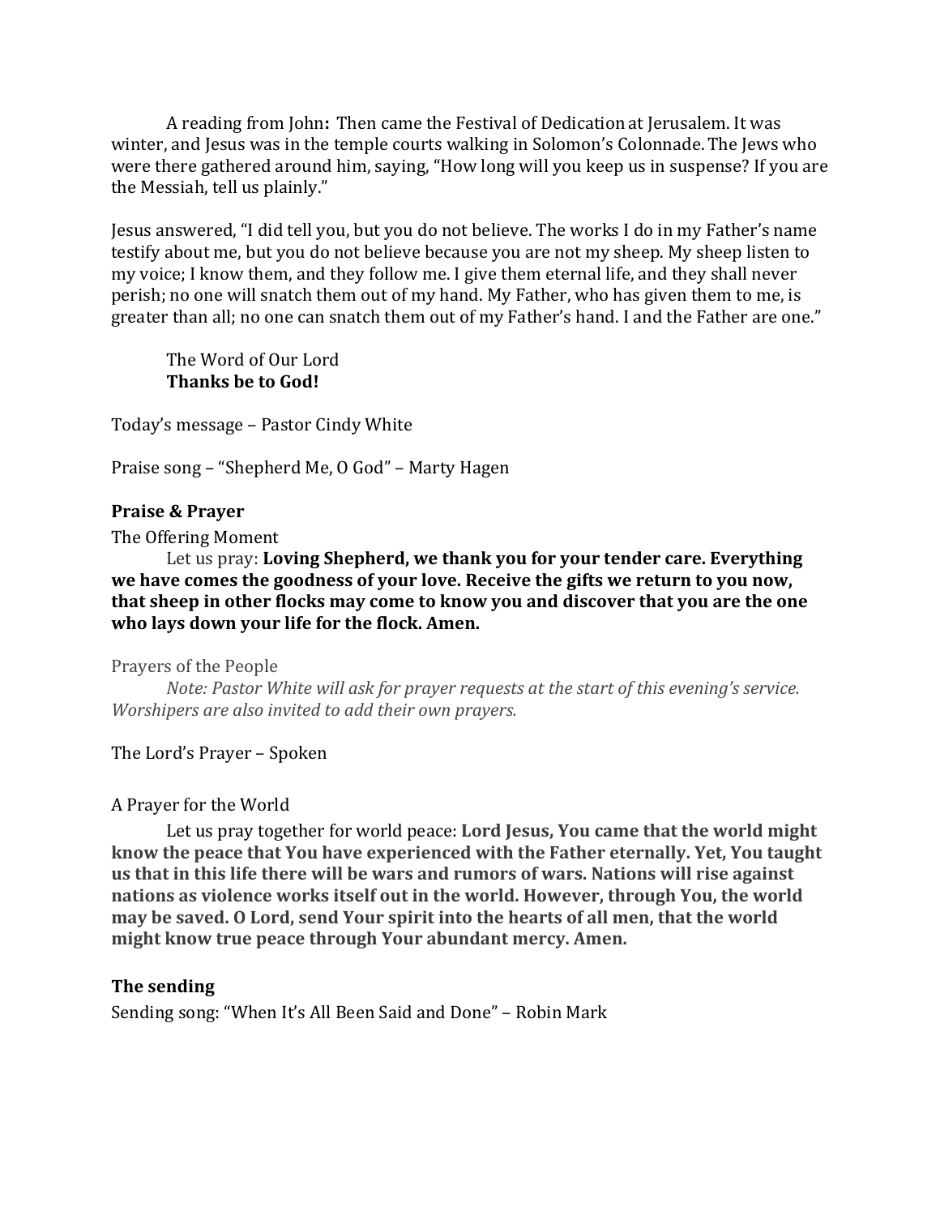A reading from John**:** Then came the Festival of Dedication at Jerusalem. It was winter, and Jesus was in the temple courts walking in Solomon's Colonnade. The Jews who were there gathered around him, saying, "How long will you keep us in suspense? If you are the Messiah, tell us plainly."

Jesus answered, "I did tell you, but you do not believe. The works I do in my Father's name testify about me, but you do not believe because you are not my sheep. My sheep listen to my voice; I know them, and they follow me. I give them eternal life, and they shall never perish; no one will snatch them out of my hand. My Father, who has given them to me, is greater than all; no one can snatch them out of my Father's hand. I and the Father are one."

The Word of Our Lord
**Thanks be to God!**

Today's message – Pastor Cindy White

Praise song – "Shepherd Me, O God" – Marty Hagen

**Praise & Prayer**

The Offering Moment

Let us pray: **Loving Shepherd, we thank you for your tender care. Everything we have comes the goodness of your love. Receive the gifts we return to you now, that sheep in other flocks may come to know you and discover that you are the one who lays down your life for the flock. Amen.**

Prayers of the People

*Note: Pastor White will ask for prayer requests at the start of this evening's service. Worshipers are also invited to add their own prayers.*

The Lord's Prayer – Spoken

A Prayer for the World

Let us pray together for world peace: **Lord Jesus, You came that the world might know the peace that You have experienced with the Father eternally. Yet, You taught us that in this life there will be wars and rumors of wars. Nations will rise against nations as violence works itself out in the world. However, through You, the world may be saved. O Lord, send Your spirit into the hearts of all men, that the world might know true peace through Your abundant mercy. Amen.**

**The sending**

Sending song: "When It's All Been Said and Done" – Robin Mark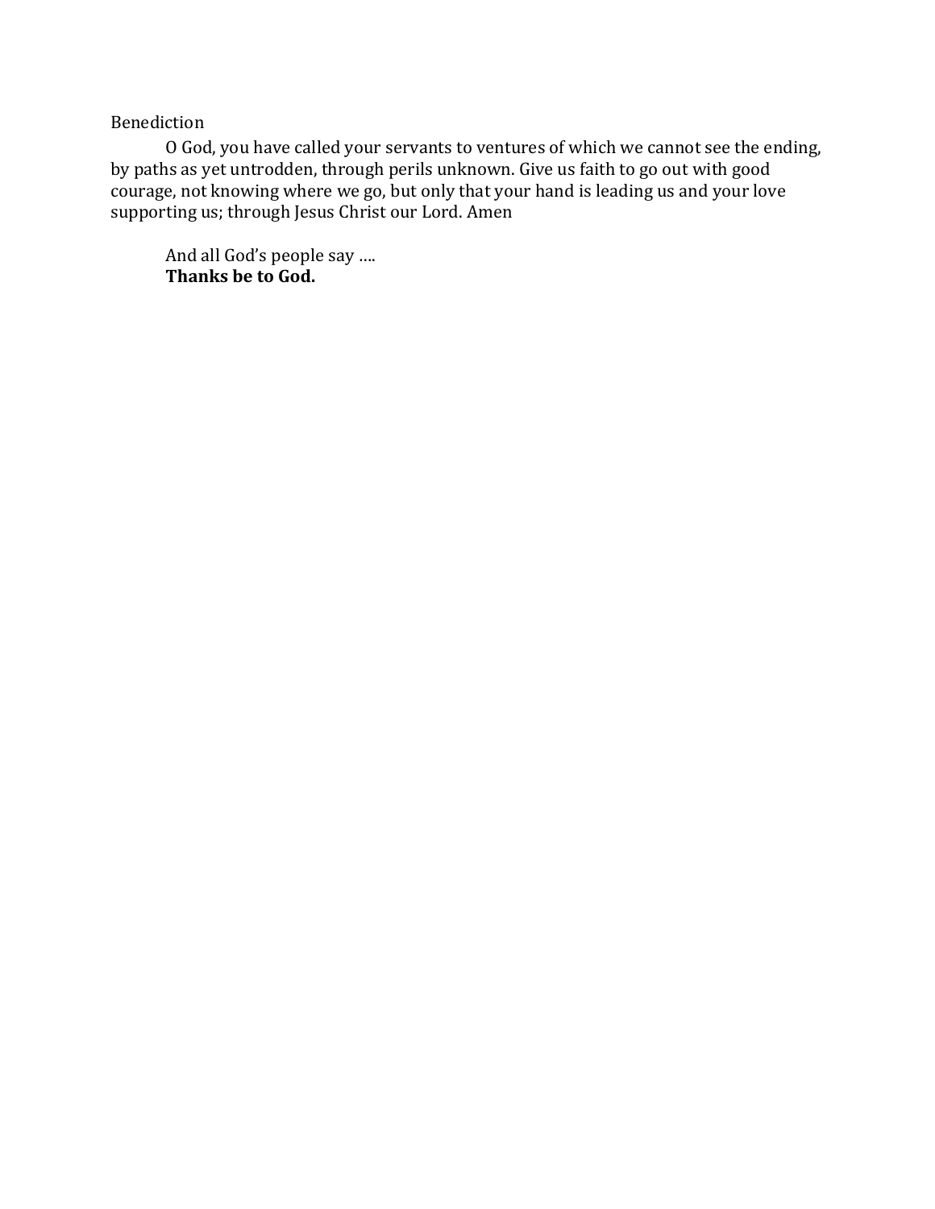Benediction

O God, you have called your servants to ventures of which we cannot see the ending, by paths as yet untrodden, through perils unknown. Give us faith to go out with good courage, not knowing where we go, but only that your hand is leading us and your love supporting us; through Jesus Christ our Lord. Amen

And all God's people say ….
**Thanks be to God.**